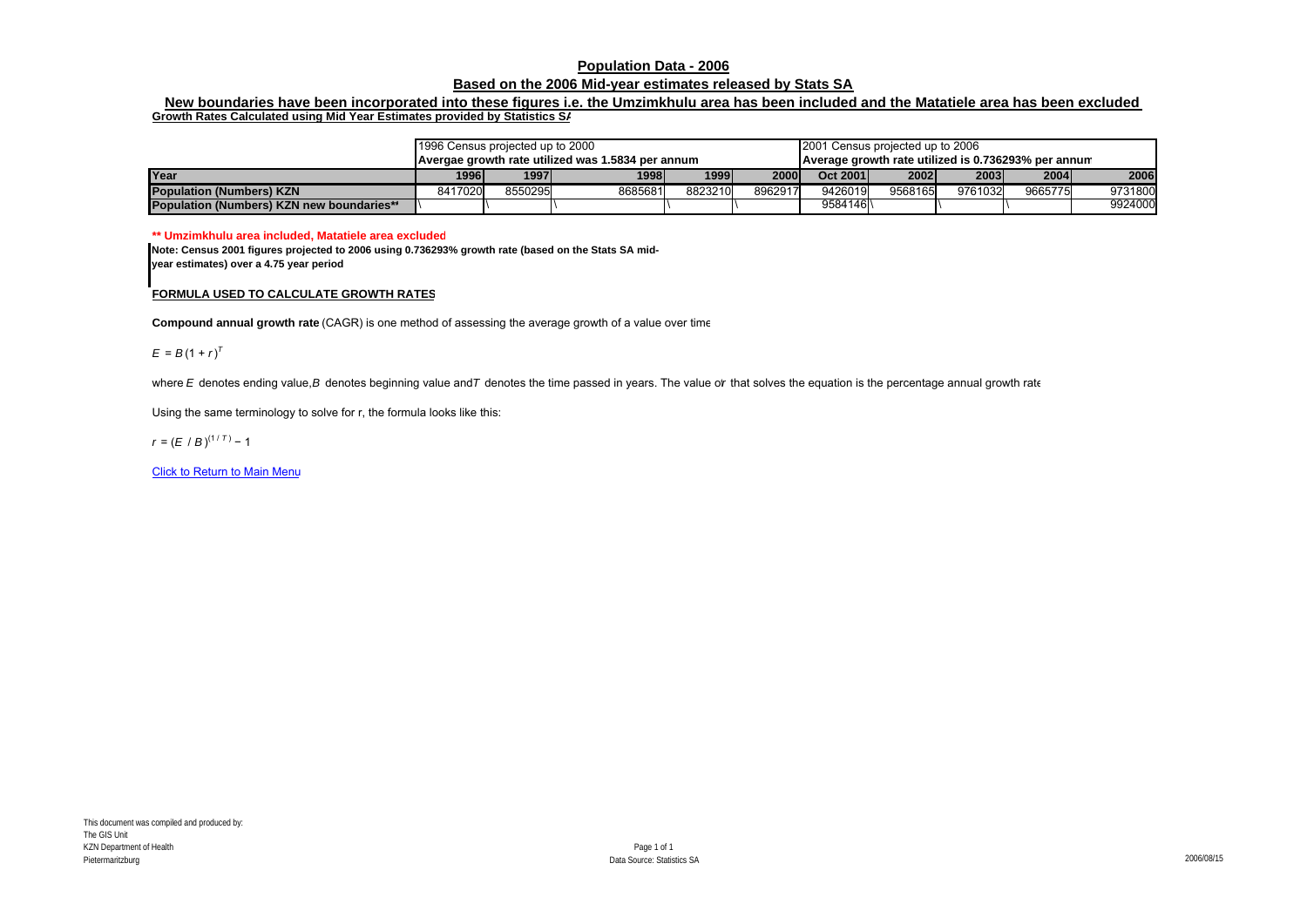# Population Data - 2006

## Based on the 2006 Mid-year estimates released by Stats SA

### New boundaries have been incorporated into these figures i.e. the Umzimkhulu area has been included and the Matatiele area has been excluded

**Growth Rates Calculated using Mid Year Estimates provided by Statistics SA**

| | 1996 Census projected up to 2000 **Avergae growth rate utilized was 1.5834 per annum** | | | | | 2001 Census projected up to 2006 **Average growth rate utilized is 0.736293% per annum** | | | | |
|---|---|---|---|---|---|---|---|---|---|---|
| **Year** | **1996** | **1997** | **1998** | **1999** | **2000** | **Oct 2001** | **2002** | **2003** | **2004** | **2006** |
| **Population (Numbers) KZN** | 8417020 | 8550295 | 8685681 | 8823210 | 8962917 | 9426019 | 9568165 | 9761032 | 9665775 | 9731800 |
| **Population (Numbers) KZN new boundaries\*\*** | \ | | \ | \ | \ | 9584146 | \ | \ | \ | 9924000 |

**\*\* Umzimkhulu area included, Matatiele area excluded**

**Note: Census 2001 figures projected to 2006 using 0.736293% growth rate (based on the Stats SA mid-year estimates) over a 4.75 year period**

**FORMULA USED TO CALCULATE GROWTH RATES**

**Compound annual growth rate** (CAGR) is one method of assessing the average growth of a value over time

$E = B(1 + r)^T$

where $E$ denotes ending value, $B$ denotes beginning value and $T$ denotes the time passed in years. The value of $r$ that solves the equation is the percentage annual growth rate

Using the same terminology to solve for r, the formula looks like this:

$r = (E / B)^{(1/T)} - 1$

Click to Return to Main Menu

This document was compiled and produced by:
The GIS Unit
KZN Department of Health
Pietermaritzburg

Data Source: Statistics SA

2006/08/15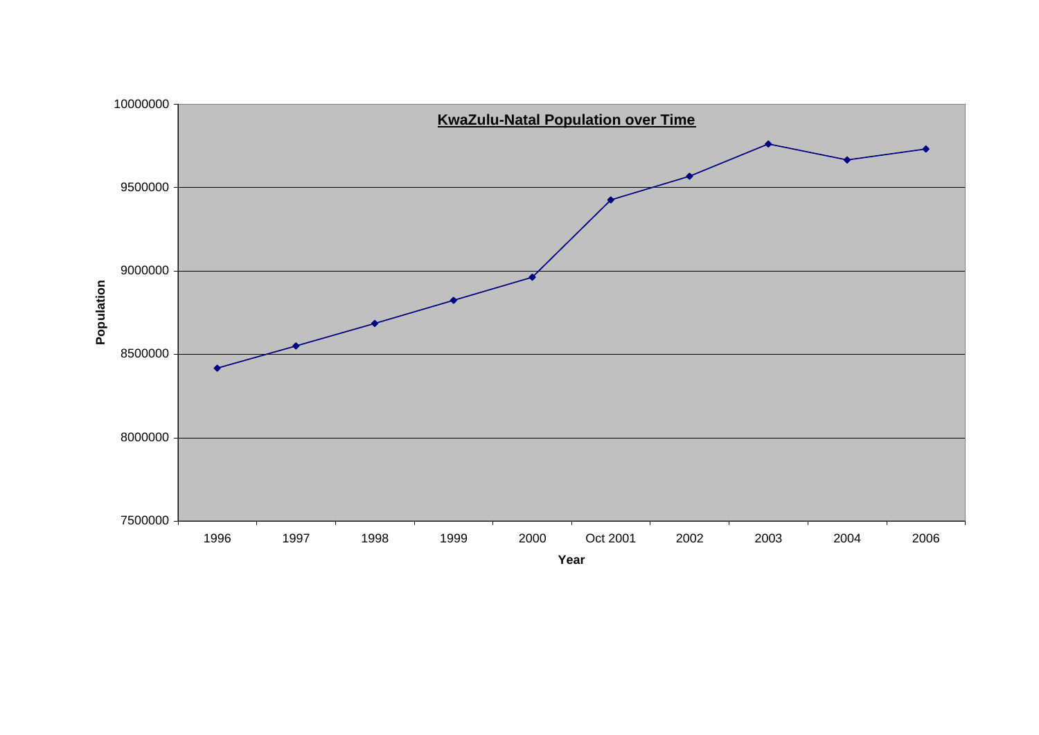**KwaZulu-Natal Population over Time**

10000000
9500000
9000000
8500000
8000000
7500000

Population

1996
1997
1998
1999
2000
Oct 2001
2002
2003
2004
2006

Year